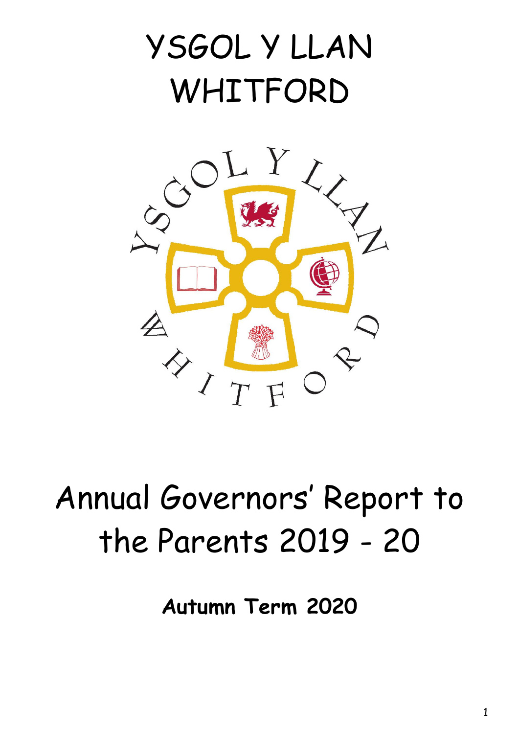# YSGOL Y LLAN
# WHITFORD

# Annual Governors' Report to the Parents 2019 - 20

**Autumn Term 2020**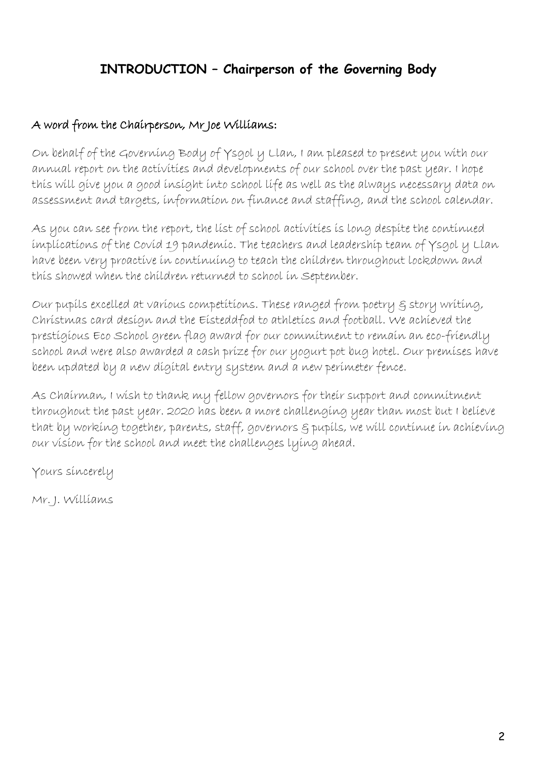## INTRODUCTION – Chairperson of the Governing Body

**A word from the Chairperson, Mr Joe Williams:**

On behalf of the Governing Body of Ysgol y Llan, I am pleased to present you with our annual report on the activities and developments of our school over the past year. I hope this will give you a good insight into school life as well as the always necessary data on assessment and targets, information on finance and staffing, and the school calendar.

As you can see from the report, the list of school activities is long despite the continued implications of the Covid 19 pandemic. The teachers and leadership team of Ysgol y Llan have been very proactive in continuing to teach the children throughout lockdown and this showed when the children returned to school in September.

Our pupils excelled at various competitions. These ranged from poetry & story writing, Christmas card design and the Eisteddfod to athletics and football. We achieved the prestigious Eco School green flag award for our commitment to remain an eco-friendly school and were also awarded a cash prize for our yogurt pot bug hotel. Our premises have been updated by a new digital entry system and a new perimeter fence.

As Chairman, I wish to thank my fellow governors for their support and commitment throughout the past year. 2020 has been a more challenging year than most but I believe that by working together, parents, staff, governors & pupils, we will continue in achieving our vision for the school and meet the challenges lying ahead.

Yours sincerely

Mr. J. Williams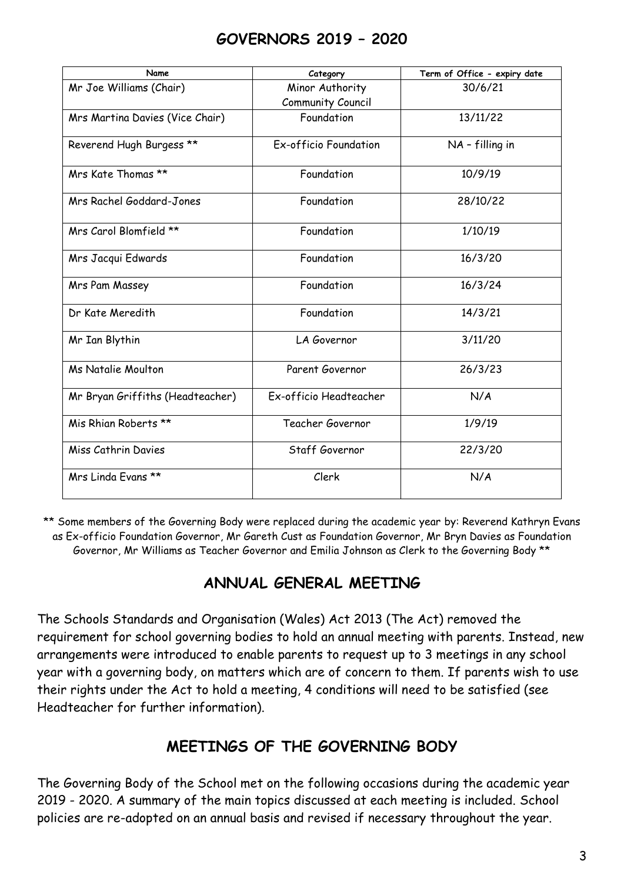# GOVERNORS 2019 – 2020

| Name | Category | Term of Office - expiry date |
|---|---|---|
| Mr Joe Williams (Chair) | Minor Authority Community Council | 30/6/21 |
| Mrs Martina Davies (Vice Chair) | Foundation | 13/11/22 |
| Reverend Hugh Burgess ** | Ex-officio Foundation | NA – filling in |
| Mrs Kate Thomas ** | Foundation | 10/9/19 |
| Mrs Rachel Goddard-Jones | Foundation | 28/10/22 |
| Mrs Carol Blomfield ** | Foundation | 1/10/19 |
| Mrs Jacqui Edwards | Foundation | 16/3/20 |
| Mrs Pam Massey | Foundation | 16/3/24 |
| Dr Kate Meredith | Foundation | 14/3/21 |
| Mr Ian Blythin | LA Governor | 3/11/20 |
| Ms Natalie Moulton | Parent Governor | 26/3/23 |
| Mr Bryan Griffiths (Headteacher) | Ex-officio Headteacher | N/A |
| Mis Rhian Roberts ** | Teacher Governor | 1/9/19 |
| Miss Cathrin Davies | Staff Governor | 22/3/20 |
| Mrs Linda Evans ** | Clerk | N/A |

** Some members of the Governing Body were replaced during the academic year by: Reverend Kathryn Evans as Ex-officio Foundation Governor, Mr Gareth Cust as Foundation Governor, Mr Bryn Davies as Foundation Governor, Mr Williams as Teacher Governor and Emilia Johnson as Clerk to the Governing Body **

## ANNUAL GENERAL MEETING

The Schools Standards and Organisation (Wales) Act 2013 (The Act) removed the requirement for school governing bodies to hold an annual meeting with parents. Instead, new arrangements were introduced to enable parents to request up to 3 meetings in any school year with a governing body, on matters which are of concern to them. If parents wish to use their rights under the Act to hold a meeting, 4 conditions will need to be satisfied (see Headteacher for further information).

## MEETINGS OF THE GOVERNING BODY

The Governing Body of the School met on the following occasions during the academic year 2019 - 2020. A summary of the main topics discussed at each meeting is included. School policies are re-adopted on an annual basis and revised if necessary throughout the year.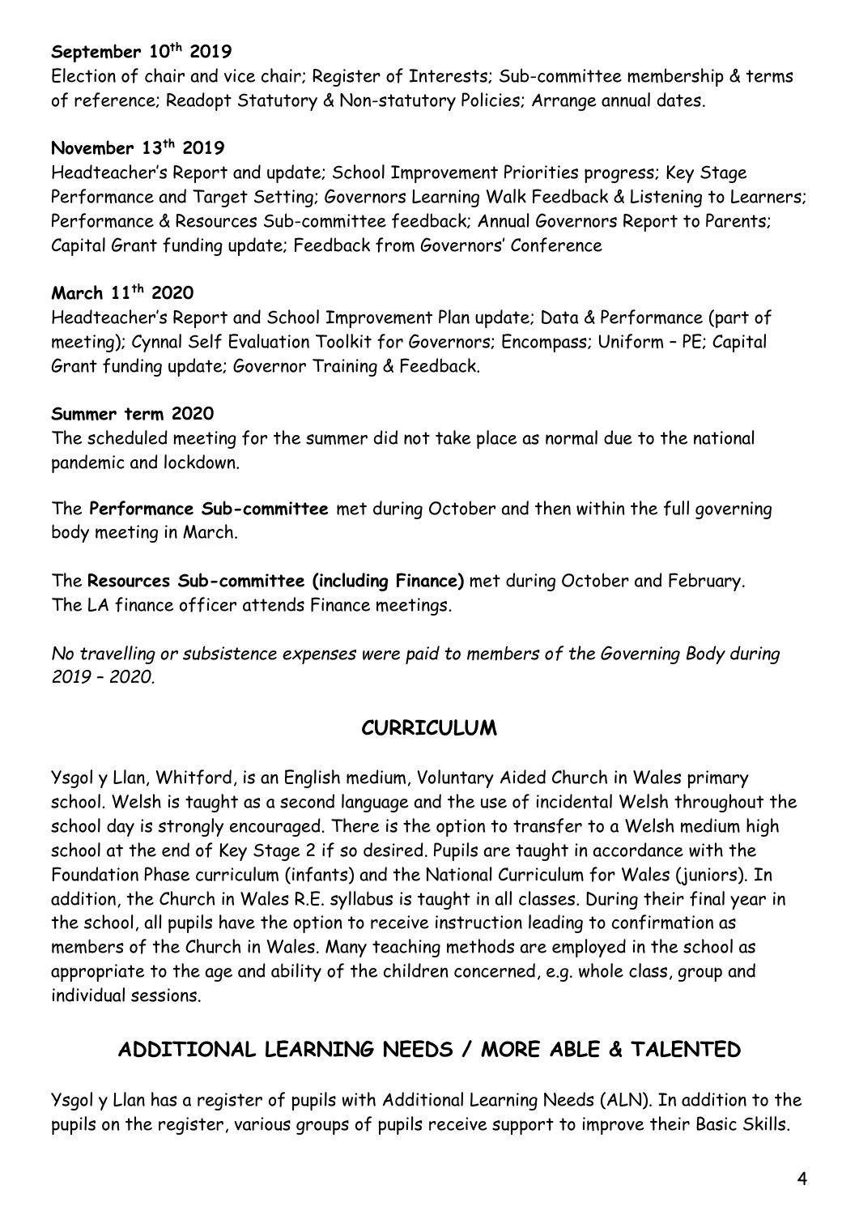**September 10th 2019**

Election of chair and vice chair; Register of Interests; Sub-committee membership & terms of reference; Readopt Statutory & Non-statutory Policies; Arrange annual dates.

**November 13th 2019**

Headteacher's Report and update; School Improvement Priorities progress; Key Stage Performance and Target Setting; Governors Learning Walk Feedback & Listening to Learners; Performance & Resources Sub-committee feedback; Annual Governors Report to Parents; Capital Grant funding update; Feedback from Governors' Conference

**March 11th 2020**

Headteacher's Report and School Improvement Plan update; Data & Performance (part of meeting); Cynnal Self Evaluation Toolkit for Governors; Encompass; Uniform – PE; Capital Grant funding update; Governor Training & Feedback.

**Summer term 2020**

The scheduled meeting for the summer did not take place as normal due to the national pandemic and lockdown.

The **Performance Sub-committee** met during October and then within the full governing body meeting in March.

The **Resources Sub-committee (including Finance)** met during October and February. The LA finance officer attends Finance meetings.

*No travelling or subsistence expenses were paid to members of the Governing Body during 2019 – 2020.*

## CURRICULUM

Ysgol y Llan, Whitford, is an English medium, Voluntary Aided Church in Wales primary school. Welsh is taught as a second language and the use of incidental Welsh throughout the school day is strongly encouraged. There is the option to transfer to a Welsh medium high school at the end of Key Stage 2 if so desired. Pupils are taught in accordance with the Foundation Phase curriculum (infants) and the National Curriculum for Wales (juniors). In addition, the Church in Wales R.E. syllabus is taught in all classes. During their final year in the school, all pupils have the option to receive instruction leading to confirmation as members of the Church in Wales. Many teaching methods are employed in the school as appropriate to the age and ability of the children concerned, e.g. whole class, group and individual sessions.

## ADDITIONAL LEARNING NEEDS / MORE ABLE & TALENTED

Ysgol y Llan has a register of pupils with Additional Learning Needs (ALN). In addition to the pupils on the register, various groups of pupils receive support to improve their Basic Skills.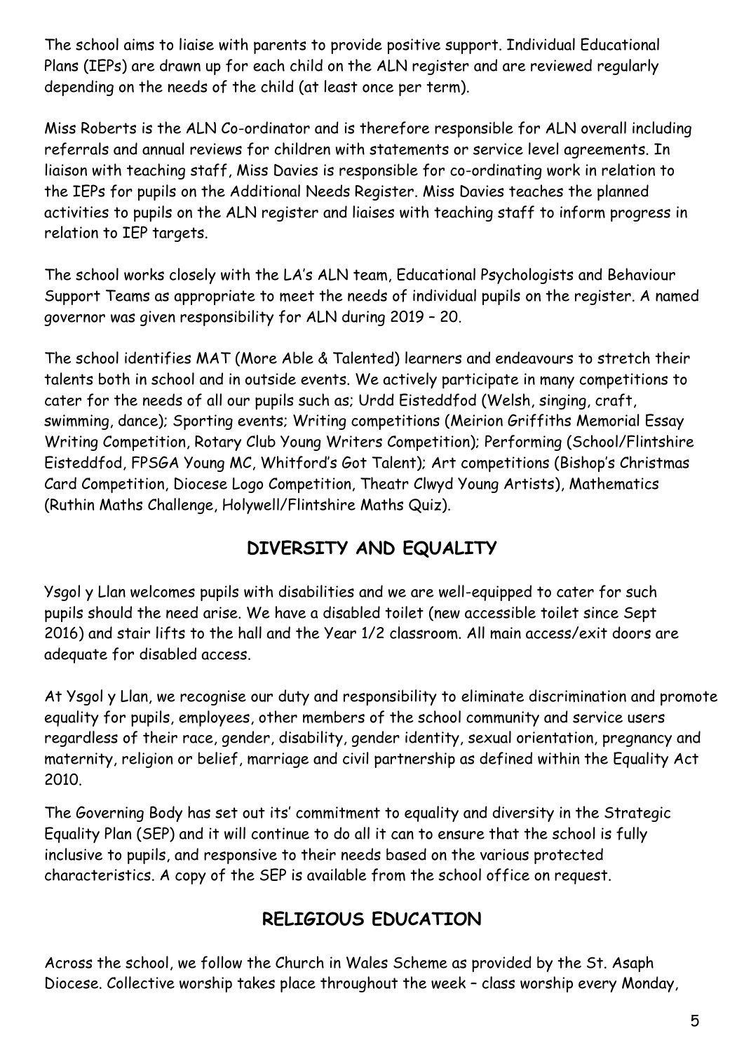The school aims to liaise with parents to provide positive support. Individual Educational Plans (IEPs) are drawn up for each child on the ALN register and are reviewed regularly depending on the needs of the child (at least once per term).

Miss Roberts is the ALN Co-ordinator and is therefore responsible for ALN overall including referrals and annual reviews for children with statements or service level agreements. In liaison with teaching staff, Miss Davies is responsible for co-ordinating work in relation to the IEPs for pupils on the Additional Needs Register. Miss Davies teaches the planned activities to pupils on the ALN register and liaises with teaching staff to inform progress in relation to IEP targets.

The school works closely with the LA's ALN team, Educational Psychologists and Behaviour Support Teams as appropriate to meet the needs of individual pupils on the register. A named governor was given responsibility for ALN during 2019 – 20.

The school identifies MAT (More Able & Talented) learners and endeavours to stretch their talents both in school and in outside events. We actively participate in many competitions to cater for the needs of all our pupils such as; Urdd Eisteddfod (Welsh, singing, craft, swimming, dance); Sporting events; Writing competitions (Meirion Griffiths Memorial Essay Writing Competition, Rotary Club Young Writers Competition); Performing (School/Flintshire Eisteddfod, FPSGA Young MC, Whitford's Got Talent); Art competitions (Bishop's Christmas Card Competition, Diocese Logo Competition, Theatr Clwyd Young Artists), Mathematics (Ruthin Maths Challenge, Holywell/Flintshire Maths Quiz).

## DIVERSITY AND EQUALITY

Ysgol y Llan welcomes pupils with disabilities and we are well-equipped to cater for such pupils should the need arise. We have a disabled toilet (new accessible toilet since Sept 2016) and stair lifts to the hall and the Year 1/2 classroom. All main access/exit doors are adequate for disabled access.

At Ysgol y Llan, we recognise our duty and responsibility to eliminate discrimination and promote equality for pupils, employees, other members of the school community and service users regardless of their race, gender, disability, gender identity, sexual orientation, pregnancy and maternity, religion or belief, marriage and civil partnership as defined within the Equality Act 2010.

The Governing Body has set out its' commitment to equality and diversity in the Strategic Equality Plan (SEP) and it will continue to do all it can to ensure that the school is fully inclusive to pupils, and responsive to their needs based on the various protected characteristics. A copy of the SEP is available from the school office on request.

## RELIGIOUS EDUCATION

Across the school, we follow the Church in Wales Scheme as provided by the St. Asaph Diocese. Collective worship takes place throughout the week – class worship every Monday,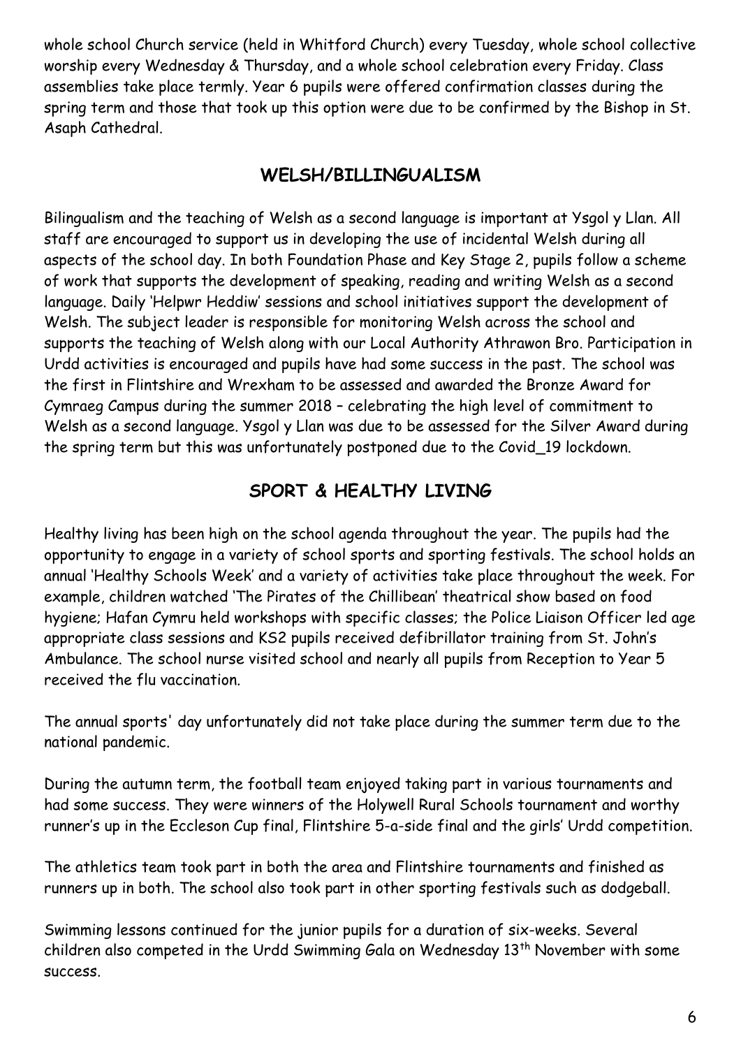whole school Church service (held in Whitford Church) every Tuesday, whole school collective worship every Wednesday & Thursday, and a whole school celebration every Friday. Class assemblies take place termly. Year 6 pupils were offered confirmation classes during the spring term and those that took up this option were due to be confirmed by the Bishop in St. Asaph Cathedral.

## WELSH/BILLINGUALISM

Bilingualism and the teaching of Welsh as a second language is important at Ysgol y Llan. All staff are encouraged to support us in developing the use of incidental Welsh during all aspects of the school day. In both Foundation Phase and Key Stage 2, pupils follow a scheme of work that supports the development of speaking, reading and writing Welsh as a second language. Daily 'Helpwr Heddiw' sessions and school initiatives support the development of Welsh. The subject leader is responsible for monitoring Welsh across the school and supports the teaching of Welsh along with our Local Authority Athrawon Bro. Participation in Urdd activities is encouraged and pupils have had some success in the past. The school was the first in Flintshire and Wrexham to be assessed and awarded the Bronze Award for Cymraeg Campus during the summer 2018 – celebrating the high level of commitment to Welsh as a second language. Ysgol y Llan was due to be assessed for the Silver Award during the spring term but this was unfortunately postponed due to the Covid_19 lockdown.

## SPORT & HEALTHY LIVING

Healthy living has been high on the school agenda throughout the year. The pupils had the opportunity to engage in a variety of school sports and sporting festivals. The school holds an annual 'Healthy Schools Week' and a variety of activities take place throughout the week. For example, children watched 'The Pirates of the Chillibean' theatrical show based on food hygiene; Hafan Cymru held workshops with specific classes; the Police Liaison Officer led age appropriate class sessions and KS2 pupils received defibrillator training from St. John's Ambulance. The school nurse visited school and nearly all pupils from Reception to Year 5 received the flu vaccination.

The annual sports' day unfortunately did not take place during the summer term due to the national pandemic.

During the autumn term, the football team enjoyed taking part in various tournaments and had some success. They were winners of the Holywell Rural Schools tournament and worthy runner's up in the Eccleson Cup final, Flintshire 5-a-side final and the girls' Urdd competition.

The athletics team took part in both the area and Flintshire tournaments and finished as runners up in both. The school also took part in other sporting festivals such as dodgeball.

Swimming lessons continued for the junior pupils for a duration of six-weeks. Several children also competed in the Urdd Swimming Gala on Wednesday 13th November with some success.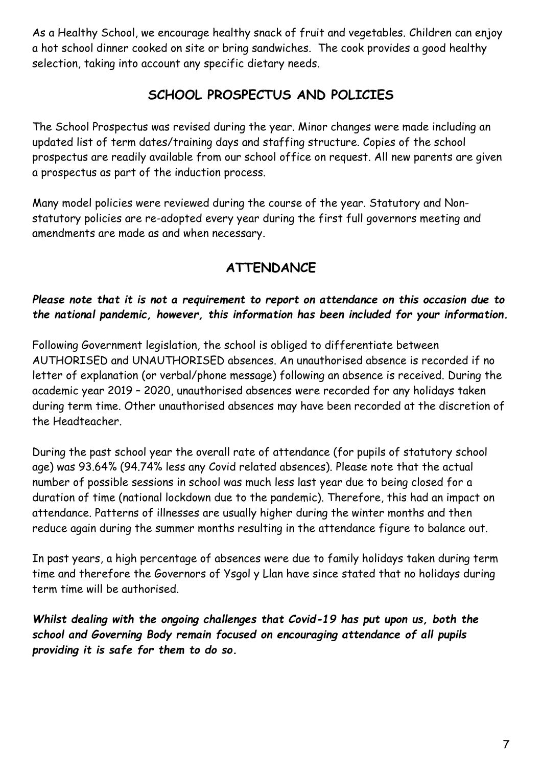As a Healthy School, we encourage healthy snack of fruit and vegetables. Children can enjoy a hot school dinner cooked on site or bring sandwiches. The cook provides a good healthy selection, taking into account any specific dietary needs.

## SCHOOL PROSPECTUS AND POLICIES

The School Prospectus was revised during the year. Minor changes were made including an updated list of term dates/training days and staffing structure. Copies of the school prospectus are readily available from our school office on request. All new parents are given a prospectus as part of the induction process.

Many model policies were reviewed during the course of the year. Statutory and Non-statutory policies are re-adopted every year during the first full governors meeting and amendments are made as and when necessary.

## ATTENDANCE

***Please note that it is not a requirement to report on attendance on this occasion due to the national pandemic, however, this information has been included for your information.***

Following Government legislation, the school is obliged to differentiate between AUTHORISED and UNAUTHORISED absences. An unauthorised absence is recorded if no letter of explanation (or verbal/phone message) following an absence is received. During the academic year 2019 – 2020, unauthorised absences were recorded for any holidays taken during term time. Other unauthorised absences may have been recorded at the discretion of the Headteacher.

During the past school year the overall rate of attendance (for pupils of statutory school age) was 93.64% (94.74% less any Covid related absences). Please note that the actual number of possible sessions in school was much less last year due to being closed for a duration of time (national lockdown due to the pandemic). Therefore, this had an impact on attendance. Patterns of illnesses are usually higher during the winter months and then reduce again during the summer months resulting in the attendance figure to balance out.

In past years, a high percentage of absences were due to family holidays taken during term time and therefore the Governors of Ysgol y Llan have since stated that no holidays during term time will be authorised.

***Whilst dealing with the ongoing challenges that Covid-19 has put upon us, both the school and Governing Body remain focused on encouraging attendance of all pupils providing it is safe for them to do so.***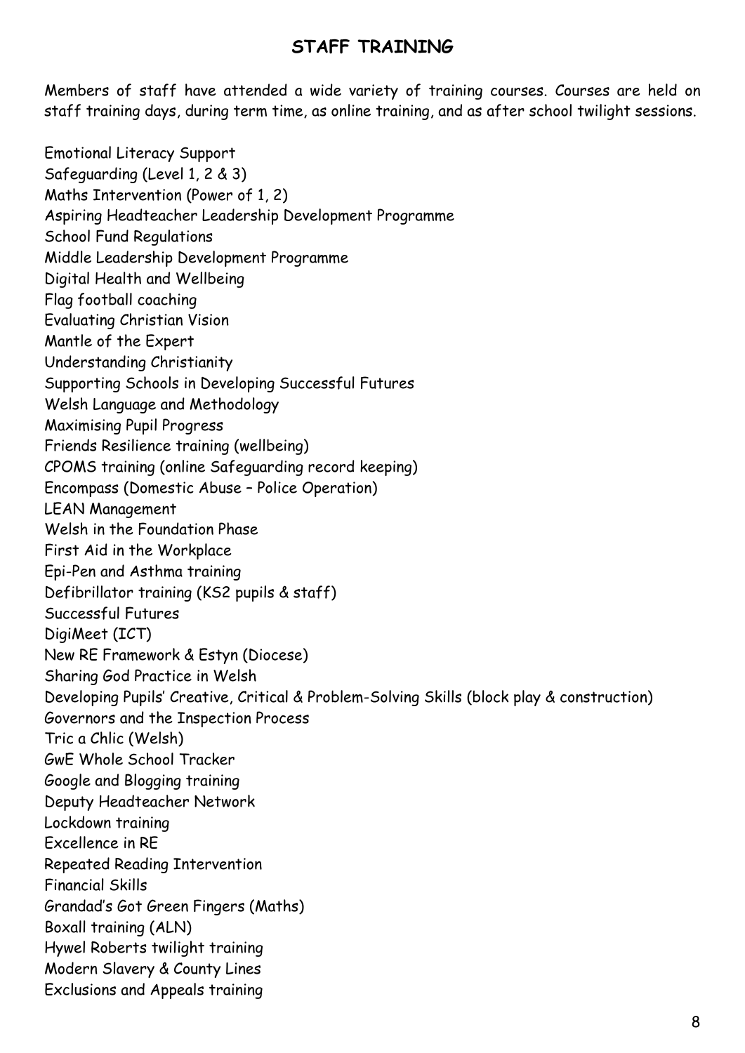## STAFF TRAINING

Members of staff have attended a wide variety of training courses. Courses are held on staff training days, during term time, as online training, and as after school twilight sessions.

Emotional Literacy Support
Safeguarding (Level 1, 2 & 3)
Maths Intervention (Power of 1, 2)
Aspiring Headteacher Leadership Development Programme
School Fund Regulations
Middle Leadership Development Programme
Digital Health and Wellbeing
Flag football coaching
Evaluating Christian Vision
Mantle of the Expert
Understanding Christianity
Supporting Schools in Developing Successful Futures
Welsh Language and Methodology
Maximising Pupil Progress
Friends Resilience training (wellbeing)
CPOMS training (online Safeguarding record keeping)
Encompass (Domestic Abuse – Police Operation)
LEAN Management
Welsh in the Foundation Phase
First Aid in the Workplace
Epi-Pen and Asthma training
Defibrillator training (KS2 pupils & staff)
Successful Futures
DigiMeet (ICT)
New RE Framework & Estyn (Diocese)
Sharing God Practice in Welsh
Developing Pupils' Creative, Critical & Problem-Solving Skills (block play & construction)
Governors and the Inspection Process
Tric a Chlic (Welsh)
GwE Whole School Tracker
Google and Blogging training
Deputy Headteacher Network
Lockdown training
Excellence in RE
Repeated Reading Intervention
Financial Skills
Grandad's Got Green Fingers (Maths)
Boxall training (ALN)
Hywel Roberts twilight training
Modern Slavery & County Lines
Exclusions and Appeals training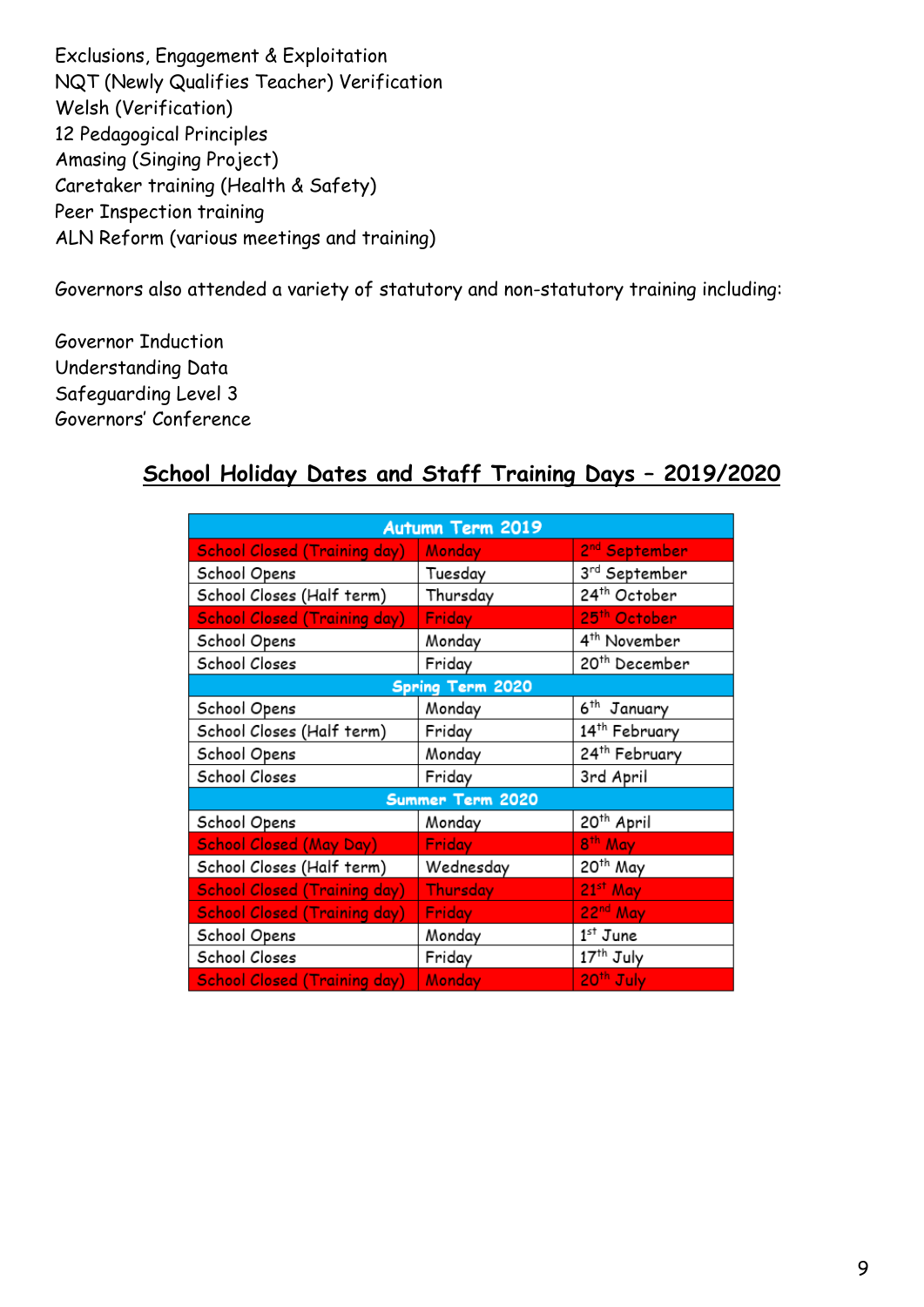Exclusions, Engagement & Exploitation
NQT (Newly Qualifies Teacher) Verification
Welsh (Verification)
12 Pedagogical Principles
Amasing (Singing Project)
Caretaker training (Health & Safety)
Peer Inspection training
ALN Reform (various meetings and training)

Governors also attended a variety of statutory and non-statutory training including:

Governor Induction
Understanding Data
Safeguarding Level 3
Governors' Conference

## School Holiday Dates and Staff Training Days – 2019/2020

| Autumn Term 2019 | | |
|---|---|---|
| School Closed (Training day) | Monday | 2nd September |
| School Opens | Tuesday | 3rd September |
| School Closes (Half term) | Thursday | 24th October |
| School Closed (Training day) | Friday | 25th October |
| School Opens | Monday | 4th November |
| School Closes | Friday | 20th December |
| **Spring Term 2020** | | |
| School Opens | Monday | 6th January |
| School Closes (Half term) | Friday | 14th February |
| School Opens | Monday | 24th February |
| School Closes | Friday | 3rd April |
| **Summer Term 2020** | | |
| School Opens | Monday | 20th April |
| School Closed (May Day) | Friday | 8th May |
| School Closes (Half term) | Wednesday | 20th May |
| School Closed (Training day) | Thursday | 21st May |
| School Closed (Training day) | Friday | 22nd May |
| School Opens | Monday | 1st June |
| School Closes | Friday | 17th July |
| School Closed (Training day) | Monday | 20th July |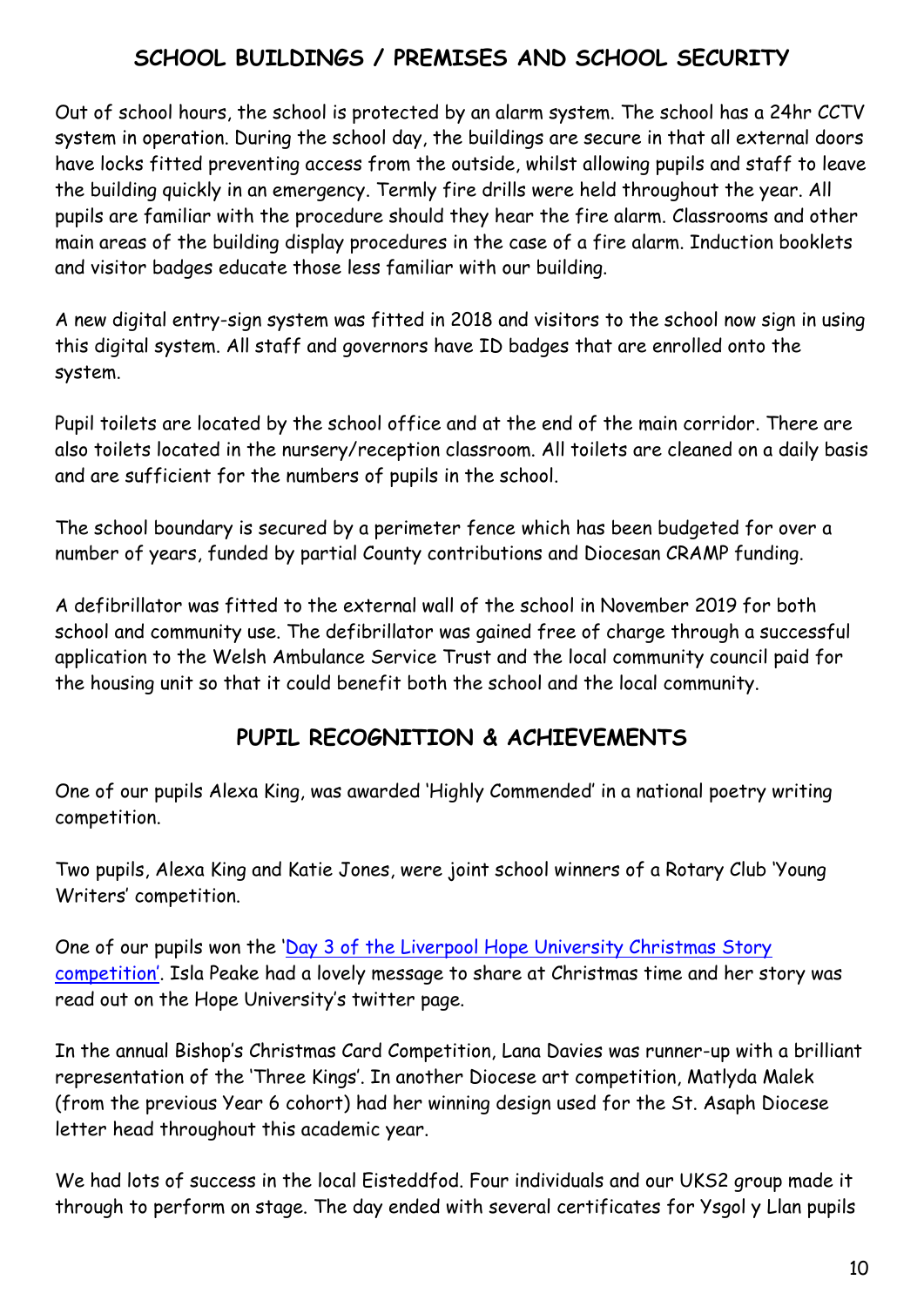## SCHOOL BUILDINGS / PREMISES AND SCHOOL SECURITY

Out of school hours, the school is protected by an alarm system. The school has a 24hr CCTV system in operation. During the school day, the buildings are secure in that all external doors have locks fitted preventing access from the outside, whilst allowing pupils and staff to leave the building quickly in an emergency. Termly fire drills were held throughout the year. All pupils are familiar with the procedure should they hear the fire alarm. Classrooms and other main areas of the building display procedures in the case of a fire alarm. Induction booklets and visitor badges educate those less familiar with our building.

A new digital entry-sign system was fitted in 2018 and visitors to the school now sign in using this digital system. All staff and governors have ID badges that are enrolled onto the system.

Pupil toilets are located by the school office and at the end of the main corridor. There are also toilets located in the nursery/reception classroom. All toilets are cleaned on a daily basis and are sufficient for the numbers of pupils in the school.

The school boundary is secured by a perimeter fence which has been budgeted for over a number of years, funded by partial County contributions and Diocesan CRAMP funding.

A defibrillator was fitted to the external wall of the school in November 2019 for both school and community use. The defibrillator was gained free of charge through a successful application to the Welsh Ambulance Service Trust and the local community council paid for the housing unit so that it could benefit both the school and the local community.

## PUPIL RECOGNITION & ACHIEVEMENTS

One of our pupils Alexa King, was awarded 'Highly Commended' in a national poetry writing competition.

Two pupils, Alexa King and Katie Jones, were joint school winners of a Rotary Club 'Young Writers' competition.

One of our pupils won the 'Day 3 of the Liverpool Hope University Christmas Story competition'. Isla Peake had a lovely message to share at Christmas time and her story was read out on the Hope University's twitter page.

In the annual Bishop's Christmas Card Competition, Lana Davies was runner-up with a brilliant representation of the 'Three Kings'. In another Diocese art competition, Matlyda Malek (from the previous Year 6 cohort) had her winning design used for the St. Asaph Diocese letter head throughout this academic year.

We had lots of success in the local Eisteddfod. Four individuals and our UKS2 group made it through to perform on stage. The day ended with several certificates for Ysgol y Llan pupils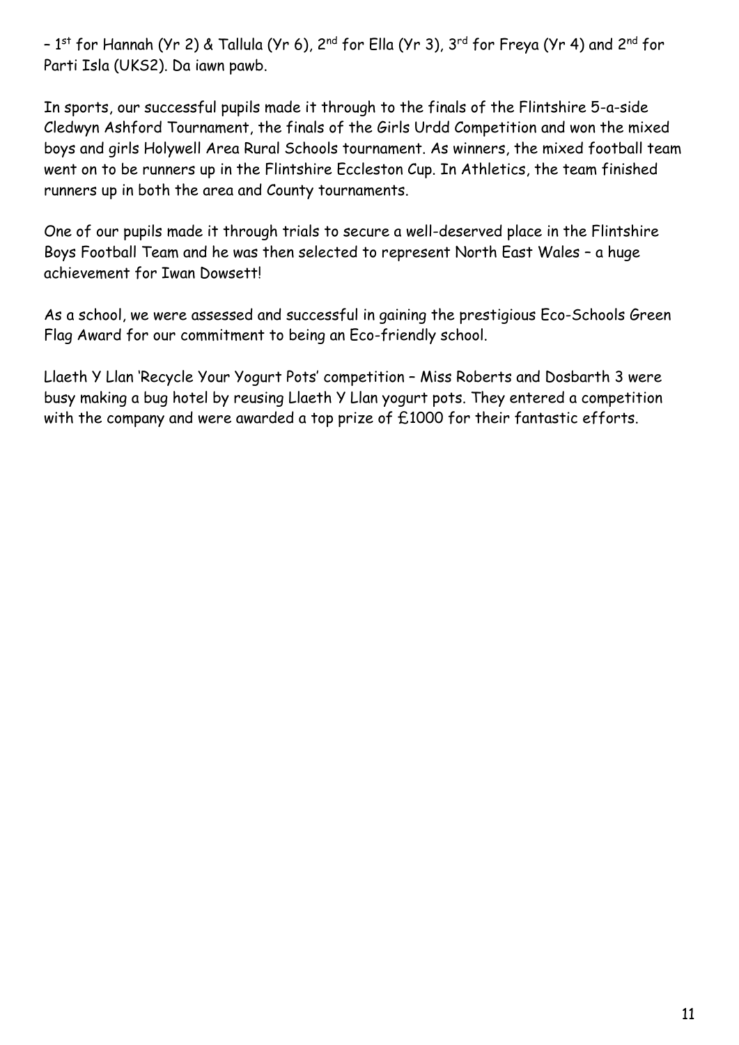– 1st for Hannah (Yr 2) & Tallula (Yr 6), 2nd for Ella (Yr 3), 3rd for Freya (Yr 4) and 2nd for Parti Isla (UKS2). Da iawn pawb.

In sports, our successful pupils made it through to the finals of the Flintshire 5-a-side Cledwyn Ashford Tournament, the finals of the Girls Urdd Competition and won the mixed boys and girls Holywell Area Rural Schools tournament. As winners, the mixed football team went on to be runners up in the Flintshire Eccleston Cup. In Athletics, the team finished runners up in both the area and County tournaments.

One of our pupils made it through trials to secure a well-deserved place in the Flintshire Boys Football Team and he was then selected to represent North East Wales – a huge achievement for Iwan Dowsett!

As a school, we were assessed and successful in gaining the prestigious Eco-Schools Green Flag Award for our commitment to being an Eco-friendly school.

Llaeth Y Llan 'Recycle Your Yogurt Pots' competition – Miss Roberts and Dosbarth 3 were busy making a bug hotel by reusing Llaeth Y Llan yogurt pots. They entered a competition with the company and were awarded a top prize of £1000 for their fantastic efforts.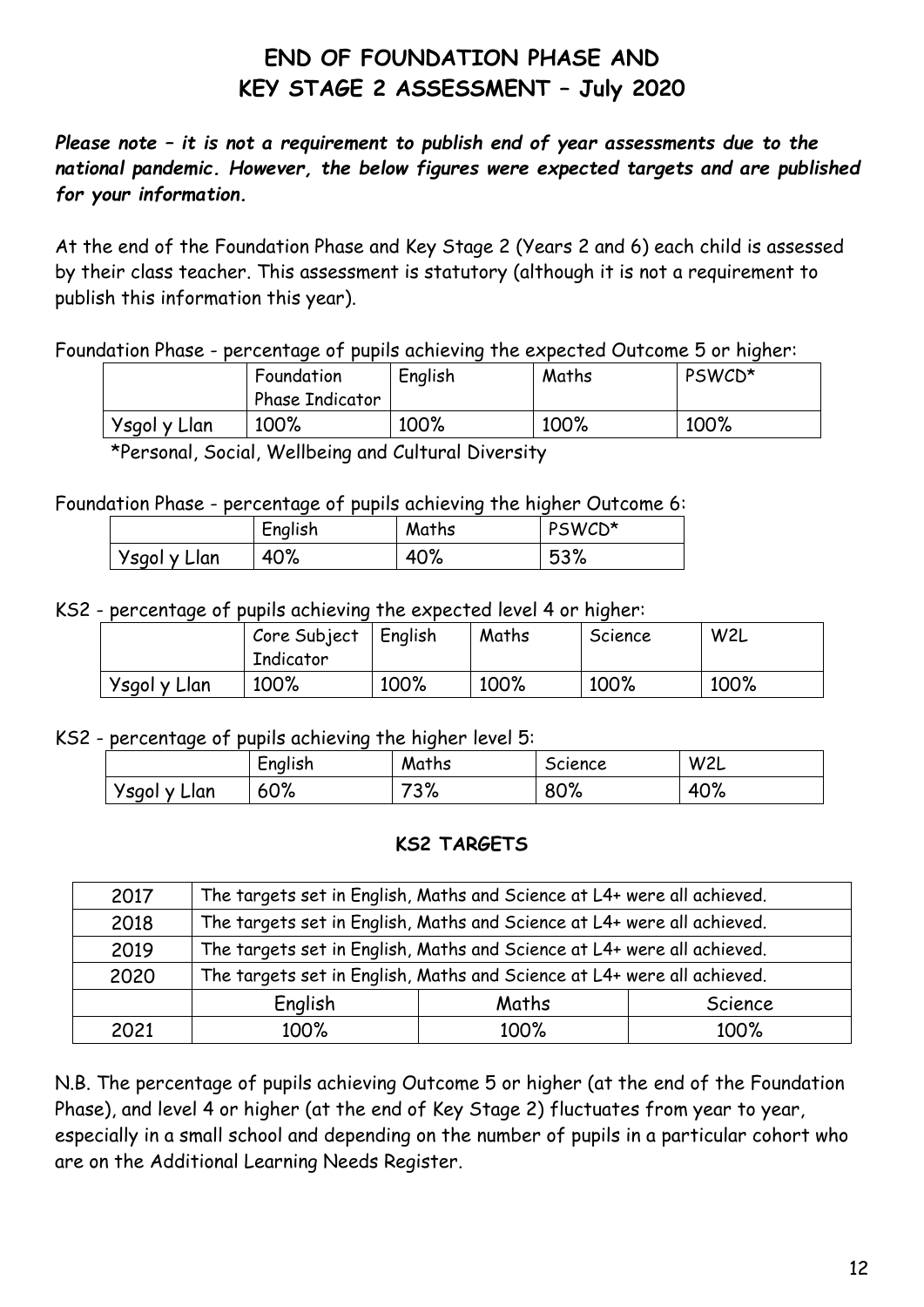# END OF FOUNDATION PHASE AND KEY STAGE 2 ASSESSMENT – July 2020

***Please note – it is not a requirement to publish end of year assessments due to the national pandemic. However, the below figures were expected targets and are published for your information.***

At the end of the Foundation Phase and Key Stage 2 (Years 2 and 6) each child is assessed by their class teacher. This assessment is statutory (although it is not a requirement to publish this information this year).

Foundation Phase - percentage of pupils achieving the expected Outcome 5 or higher:

| | Foundation Phase Indicator | English | Maths | PSWCD* |
|---|---|---|---|---|
| Ysgol y Llan | 100% | 100% | 100% | 100% |

*Personal, Social, Wellbeing and Cultural Diversity

Foundation Phase - percentage of pupils achieving the higher Outcome 6:

| | English | Maths | PSWCD* |
|---|---|---|---|
| Ysgol y Llan | 40% | 40% | 53% |

KS2 - percentage of pupils achieving the expected level 4 or higher:

| | Core Subject Indicator | English | Maths | Science | W2L |
|---|---|---|---|---|---|
| Ysgol y Llan | 100% | 100% | 100% | 100% | 100% |

KS2 - percentage of pupils achieving the higher level 5:

| | English | Maths | Science | W2L |
|---|---|---|---|---|
| Ysgol y Llan | 60% | 73% | 80% | 40% |

## KS2 TARGETS

| | | | |
|---|---|---|---|
| 2017 | The targets set in English, Maths and Science at L4+ were all achieved. | | |
| 2018 | The targets set in English, Maths and Science at L4+ were all achieved. | | |
| 2019 | The targets set in English, Maths and Science at L4+ were all achieved. | | |
| 2020 | The targets set in English, Maths and Science at L4+ were all achieved. | | |
| | English | Maths | Science |
| 2021 | 100% | 100% | 100% |

N.B. The percentage of pupils achieving Outcome 5 or higher (at the end of the Foundation Phase), and level 4 or higher (at the end of Key Stage 2) fluctuates from year to year, especially in a small school and depending on the number of pupils in a particular cohort who are on the Additional Learning Needs Register.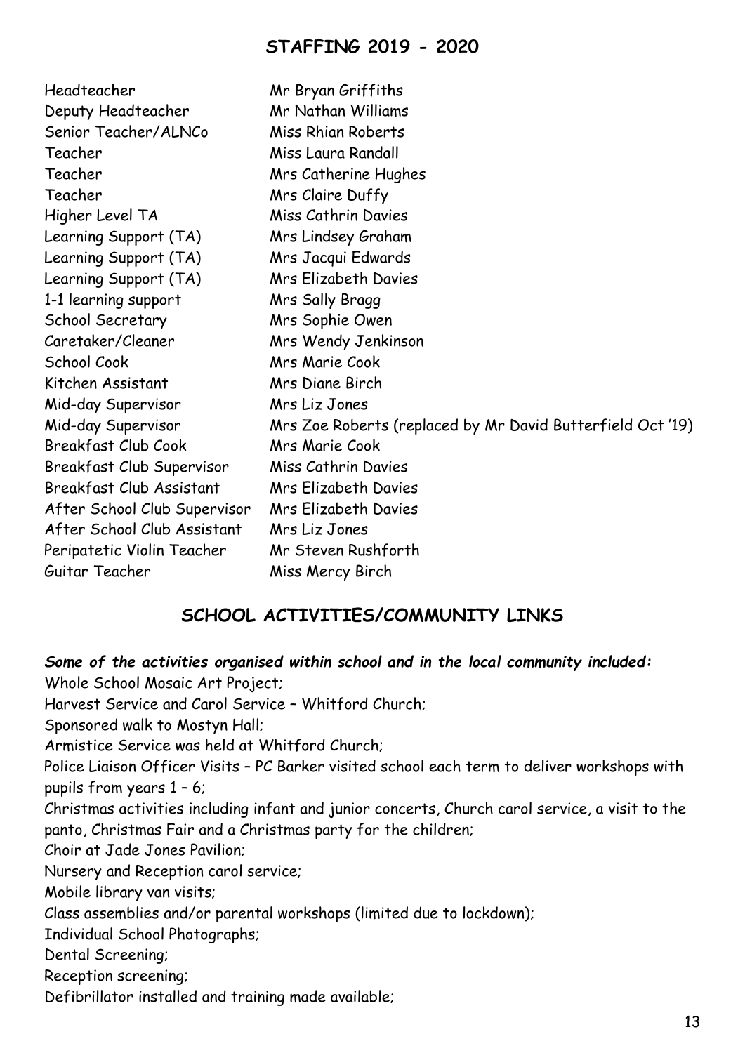## STAFFING 2019 - 2020

| | |
|---|---|
| Headteacher | Mr Bryan Griffiths |
| Deputy Headteacher | Mr Nathan Williams |
| Senior Teacher/ALNCo | Miss Rhian Roberts |
| Teacher | Miss Laura Randall |
| Teacher | Mrs Catherine Hughes |
| Teacher | Mrs Claire Duffy |
| Higher Level TA | Miss Cathrin Davies |
| Learning Support (TA) | Mrs Lindsey Graham |
| Learning Support (TA) | Mrs Jacqui Edwards |
| Learning Support (TA) | Mrs Elizabeth Davies |
| 1-1 learning support | Mrs Sally Bragg |
| School Secretary | Mrs Sophie Owen |
| Caretaker/Cleaner | Mrs Wendy Jenkinson |
| School Cook | Mrs Marie Cook |
| Kitchen Assistant | Mrs Diane Birch |
| Mid-day Supervisor | Mrs Liz Jones |
| Mid-day Supervisor | Mrs Zoe Roberts (replaced by Mr David Butterfield Oct '19) |
| Breakfast Club Cook | Mrs Marie Cook |
| Breakfast Club Supervisor | Miss Cathrin Davies |
| Breakfast Club Assistant | Mrs Elizabeth Davies |
| After School Club Supervisor | Mrs Elizabeth Davies |
| After School Club Assistant | Mrs Liz Jones |
| Peripatetic Violin Teacher | Mr Steven Rushforth |
| Guitar Teacher | Miss Mercy Birch |

## SCHOOL ACTIVITIES/COMMUNITY LINKS

***Some of the activities organised within school and in the local community included:***

Whole School Mosaic Art Project;
Harvest Service and Carol Service – Whitford Church;
Sponsored walk to Mostyn Hall;
Armistice Service was held at Whitford Church;
Police Liaison Officer Visits – PC Barker visited school each term to deliver workshops with pupils from years 1 – 6;
Christmas activities including infant and junior concerts, Church carol service, a visit to the panto, Christmas Fair and a Christmas party for the children;
Choir at Jade Jones Pavilion;
Nursery and Reception carol service;
Mobile library van visits;
Class assemblies and/or parental workshops (limited due to lockdown);
Individual School Photographs;
Dental Screening;
Reception screening;
Defibrillator installed and training made available;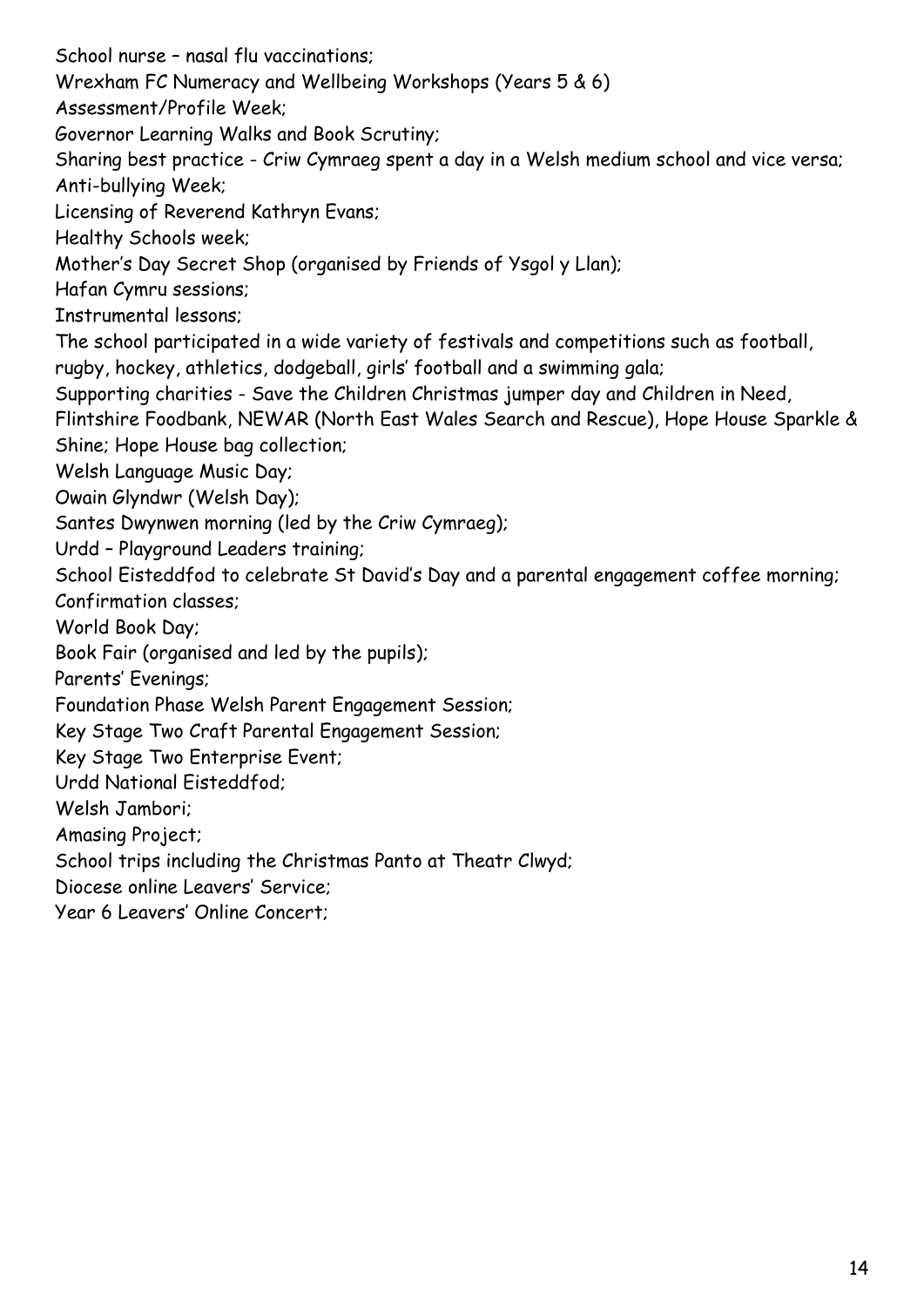School nurse – nasal flu vaccinations;
Wrexham FC Numeracy and Wellbeing Workshops (Years 5 & 6)
Assessment/Profile Week;
Governor Learning Walks and Book Scrutiny;
Sharing best practice - Criw Cymraeg spent a day in a Welsh medium school and vice versa;
Anti-bullying Week;
Licensing of Reverend Kathryn Evans;
Healthy Schools week;
Mother's Day Secret Shop (organised by Friends of Ysgol y Llan);
Hafan Cymru sessions;
Instrumental lessons;
The school participated in a wide variety of festivals and competitions such as football, rugby, hockey, athletics, dodgeball, girls' football and a swimming gala;
Supporting charities - Save the Children Christmas jumper day and Children in Need, Flintshire Foodbank, NEWAR (North East Wales Search and Rescue), Hope House Sparkle & Shine; Hope House bag collection;
Welsh Language Music Day;
Owain Glyndwr (Welsh Day);
Santes Dwynwen morning (led by the Criw Cymraeg);
Urdd – Playground Leaders training;
School Eisteddfod to celebrate St David's Day and a parental engagement coffee morning;
Confirmation classes;
World Book Day;
Book Fair (organised and led by the pupils);
Parents' Evenings;
Foundation Phase Welsh Parent Engagement Session;
Key Stage Two Craft Parental Engagement Session;
Key Stage Two Enterprise Event;
Urdd National Eisteddfod;
Welsh Jambori;
Amasing Project;
School trips including the Christmas Panto at Theatr Clwyd;
Diocese online Leavers' Service;
Year 6 Leavers' Online Concert;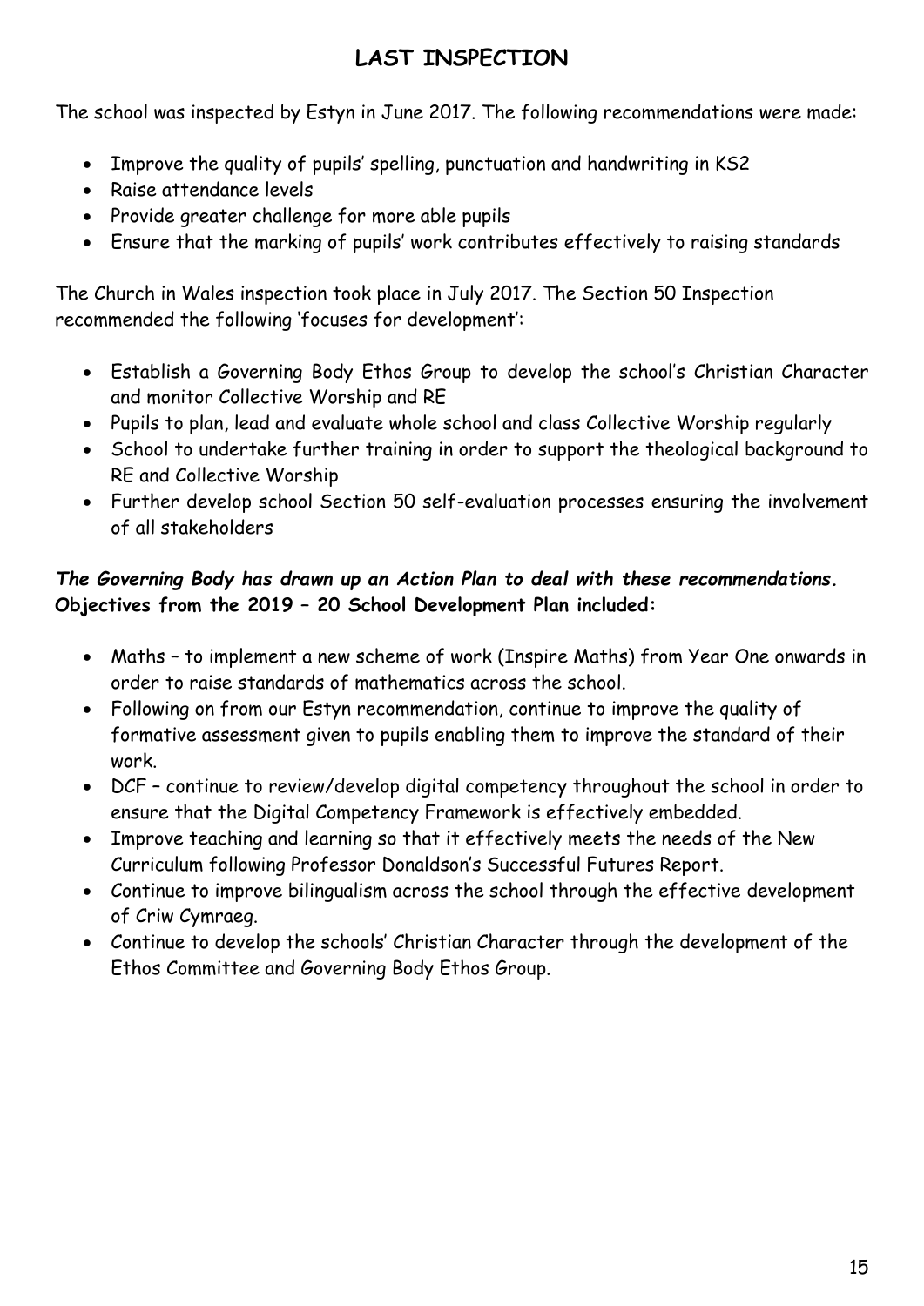# LAST INSPECTION

The school was inspected by Estyn in June 2017. The following recommendations were made:

- Improve the quality of pupils' spelling, punctuation and handwriting in KS2
- Raise attendance levels
- Provide greater challenge for more able pupils
- Ensure that the marking of pupils' work contributes effectively to raising standards

The Church in Wales inspection took place in July 2017. The Section 50 Inspection recommended the following 'focuses for development':

- Establish a Governing Body Ethos Group to develop the school's Christian Character and monitor Collective Worship and RE
- Pupils to plan, lead and evaluate whole school and class Collective Worship regularly
- School to undertake further training in order to support the theological background to RE and Collective Worship
- Further develop school Section 50 self-evaluation processes ensuring the involvement of all stakeholders

***The Governing Body has drawn up an Action Plan to deal with these recommendations.***
**Objectives from the 2019 – 20 School Development Plan included:**

- Maths – to implement a new scheme of work (Inspire Maths) from Year One onwards in order to raise standards of mathematics across the school.
- Following on from our Estyn recommendation, continue to improve the quality of formative assessment given to pupils enabling them to improve the standard of their work.
- DCF – continue to review/develop digital competency throughout the school in order to ensure that the Digital Competency Framework is effectively embedded.
- Improve teaching and learning so that it effectively meets the needs of the New Curriculum following Professor Donaldson's Successful Futures Report.
- Continue to improve bilingualism across the school through the effective development of Criw Cymraeg.
- Continue to develop the schools' Christian Character through the development of the Ethos Committee and Governing Body Ethos Group.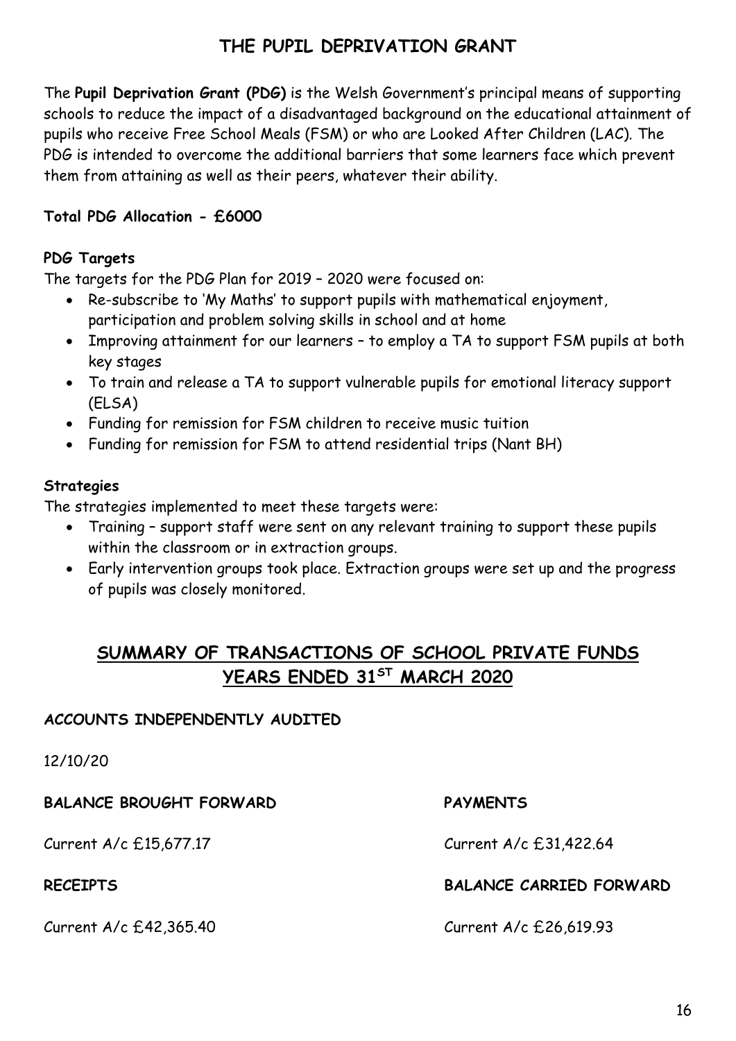# THE PUPIL DEPRIVATION GRANT

The **Pupil Deprivation Grant (PDG)** is the Welsh Government's principal means of supporting schools to reduce the impact of a disadvantaged background on the educational attainment of pupils who receive Free School Meals (FSM) or who are Looked After Children (LAC). The PDG is intended to overcome the additional barriers that some learners face which prevent them from attaining as well as their peers, whatever their ability.

**Total PDG Allocation - £6000**

**PDG Targets**

The targets for the PDG Plan for 2019 – 2020 were focused on:

- Re-subscribe to 'My Maths' to support pupils with mathematical enjoyment, participation and problem solving skills in school and at home
- Improving attainment for our learners – to employ a TA to support FSM pupils at both key stages
- To train and release a TA to support vulnerable pupils for emotional literacy support (ELSA)
- Funding for remission for FSM children to receive music tuition
- Funding for remission for FSM to attend residential trips (Nant BH)

**Strategies**

The strategies implemented to meet these targets were:

- Training – support staff were sent on any relevant training to support these pupils within the classroom or in extraction groups.
- Early intervention groups took place. Extraction groups were set up and the progress of pupils was closely monitored.

## SUMMARY OF TRANSACTIONS OF SCHOOL PRIVATE FUNDS YEARS ENDED 31ST MARCH 2020

**ACCOUNTS INDEPENDENTLY AUDITED**

12/10/20

**BALANCE BROUGHT FORWARD**

Current A/c £15,677.17

**RECEIPTS**

Current A/c £42,365.40

**PAYMENTS**

Current A/c £31,422.64

**BALANCE CARRIED FORWARD**

Current A/c £26,619.93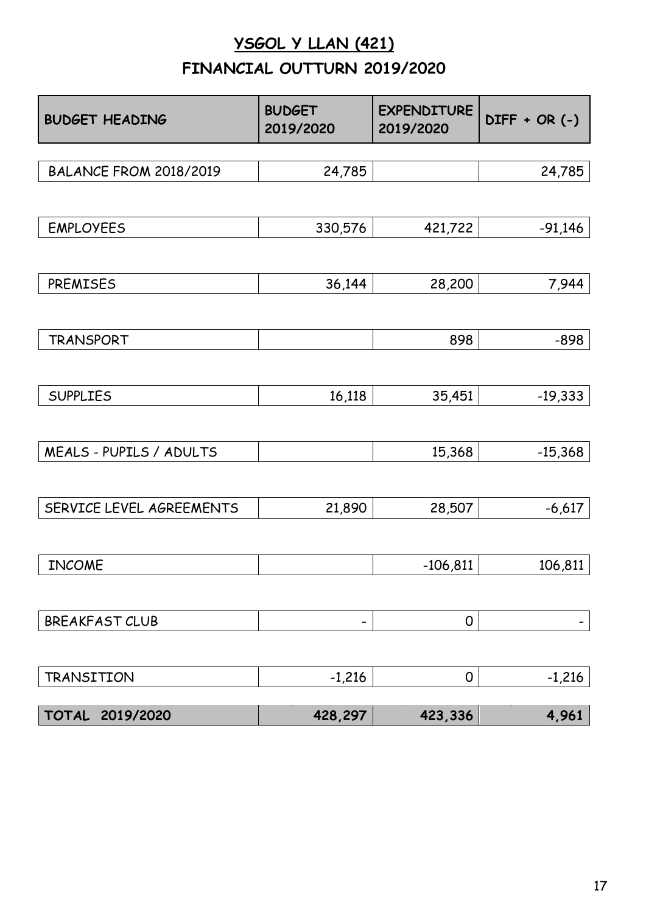# YSGOL Y LLAN (421)

## FINANCIAL OUTTURN 2019/2020

| BUDGET HEADING | BUDGET 2019/2020 | EXPENDITURE 2019/2020 | DIFF + OR (-) |
|---|---|---|---|
| BALANCE FROM 2018/2019 | 24,785 | | 24,785 |
| EMPLOYEES | 330,576 | 421,722 | -91,146 |
| PREMISES | 36,144 | 28,200 | 7,944 |
| TRANSPORT | | 898 | -898 |
| SUPPLIES | 16,118 | 35,451 | -19,333 |
| MEALS - PUPILS / ADULTS | | 15,368 | -15,368 |
| SERVICE LEVEL AGREEMENTS | 21,890 | 28,507 | -6,617 |
| INCOME | | -106,811 | 106,811 |
| BREAKFAST CLUB | - | 0 | - |
| TRANSITION | -1,216 | 0 | -1,216 |
| **TOTAL 2019/2020** | **428,297** | **423,336** | **4,961** |